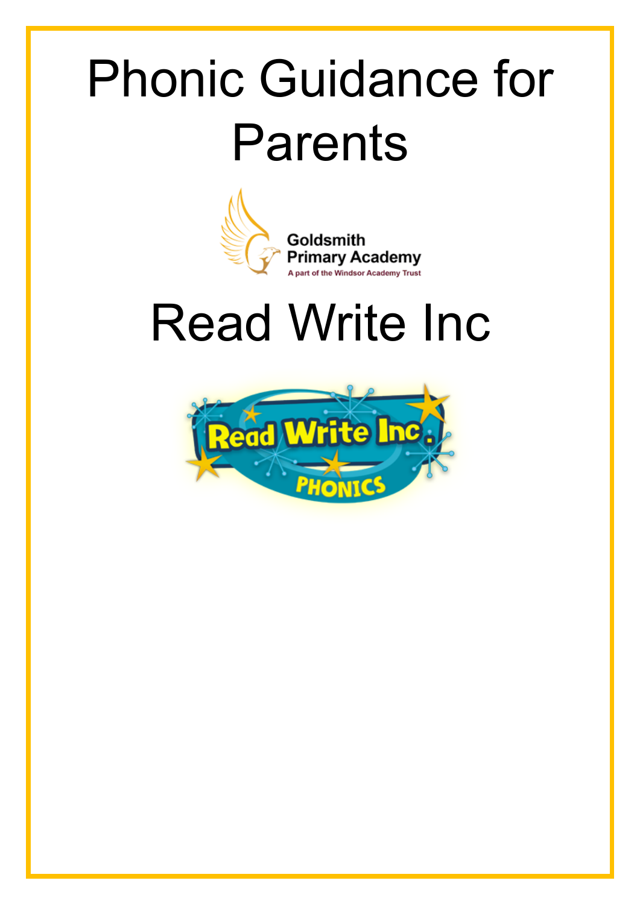# Phonic Guidance for Parents

Goldsmith Primary Academy

A part of the Windsor Academy Trust

# Read Write Inc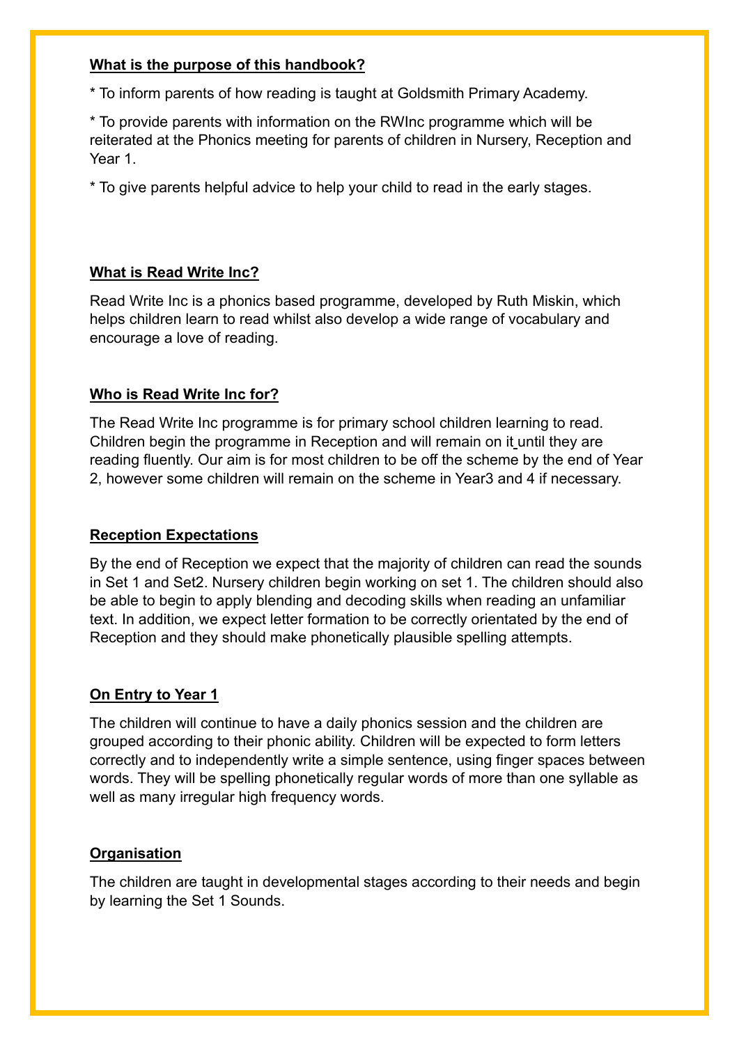**What is the purpose of this handbook?**

* To inform parents of how reading is taught at Goldsmith Primary Academy.

* To provide parents with information on the RWInc programme which will be reiterated at the Phonics meeting for parents of children in Nursery, Reception and Year 1.

* To give parents helpful advice to help your child to read in the early stages.

**What is Read Write Inc?**

Read Write Inc is a phonics based programme, developed by Ruth Miskin, which helps children learn to read whilst also develop a wide range of vocabulary and encourage a love of reading.

**Who is Read Write Inc for?**

The Read Write Inc programme is for primary school children learning to read. Children begin the programme in Reception and will remain on it until they are reading fluently. Our aim is for most children to be off the scheme by the end of Year 2, however some children will remain on the scheme in Year3 and 4 if necessary.

**Reception Expectations**

By the end of Reception we expect that the majority of children can read the sounds in Set 1 and Set2. Nursery children begin working on set 1. The children should also be able to begin to apply blending and decoding skills when reading an unfamiliar text. In addition, we expect letter formation to be correctly orientated by the end of Reception and they should make phonetically plausible spelling attempts.

**On Entry to Year 1**

The children will continue to have a daily phonics session and the children are grouped according to their phonic ability. Children will be expected to form letters correctly and to independently write a simple sentence, using finger spaces between words. They will be spelling phonetically regular words of more than one syllable as well as many irregular high frequency words.

**Organisation**

The children are taught in developmental stages according to their needs and begin by learning the Set 1 Sounds.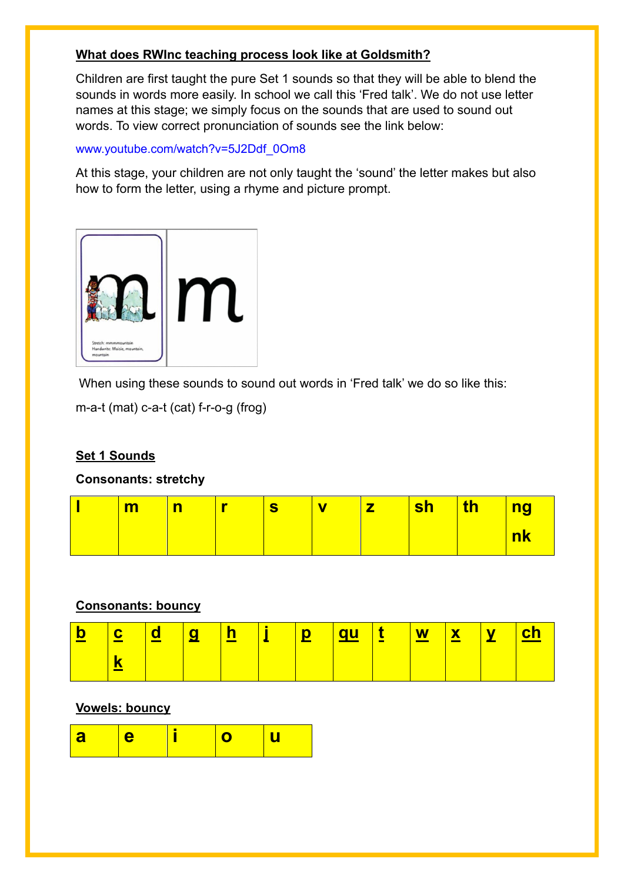**What does RWInc teaching process look like at Goldsmith?**

Children are first taught the pure Set 1 sounds so that they will be able to blend the sounds in words more easily. In school we call this 'Fred talk'. We do not use letter names at this stage; we simply focus on the sounds that are used to sound out words. To view correct pronunciation of sounds see the link below:

www.youtube.com/watch?v=5J2Ddf_0Om8

At this stage, your children are not only taught the 'sound' the letter makes but also how to form the letter, using a rhyme and picture prompt.

When using these sounds to sound out words in 'Fred talk' we do so like this:

m-a-t (mat) c-a-t (cat) f-r-o-g (frog)

**Set 1 Sounds**

**Consonants: stretchy**

| l | m | n | r | s | v | z | sh | th | ng nk |
|---|---|---|---|---|---|---|---|---|---|

**Consonants: bouncy**

| b | c k | d | g | h | j | p | qu | t | w | x | y | ch |
|---|---|---|---|---|---|---|---|---|---|---|---|---|

**Vowels: bouncy**

| a | e | i | o | u |
|---|---|---|---|---|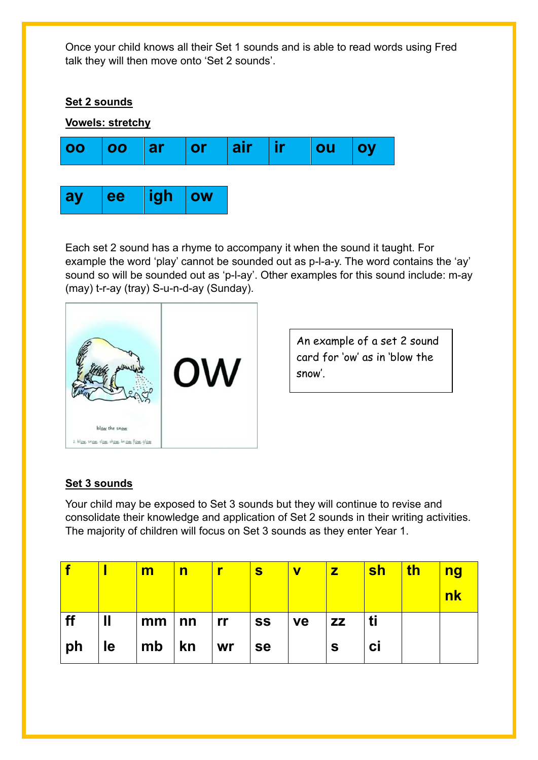Once your child knows all their Set 1 sounds and is able to read words using Fred talk they will then move onto ‘Set 2 sounds’.

**Set 2 sounds**

**Vowels: stretchy**

| oo | *oo* | ar | or | air | ir | ou | oy |
|---|---|---|---|---|---|---|---|

| ay | ee | igh | ow |
|---|---|---|---|

Each set 2 sound has a rhyme to accompany it when the sound it taught. For example the word ‘play’ cannot be sounded out as p-l-a-y. The word contains the ‘ay’ sound so will be sounded out as ‘p-l-ay’. Other examples for this sound include: m-ay (may) t-r-ay (tray) S-u-n-d-ay (Sunday).

An example of a set 2 sound card for ‘ow’ as in ‘blow the snow’.

**Set 3 sounds**

Your child may be exposed to Set 3 sounds but they will continue to revise and consolidate their knowledge and application of Set 2 sounds in their writing activities. The majority of children will focus on Set 3 sounds as they enter Year 1.

| f | l | m | n | r | s | v | z | sh | th | ng nk |
|---|---|---|---|---|---|---|---|---|---|---|
| ff ph | ll le | mm mb | nn kn | rr wr | ss se | ve | zz s | ti ci | | |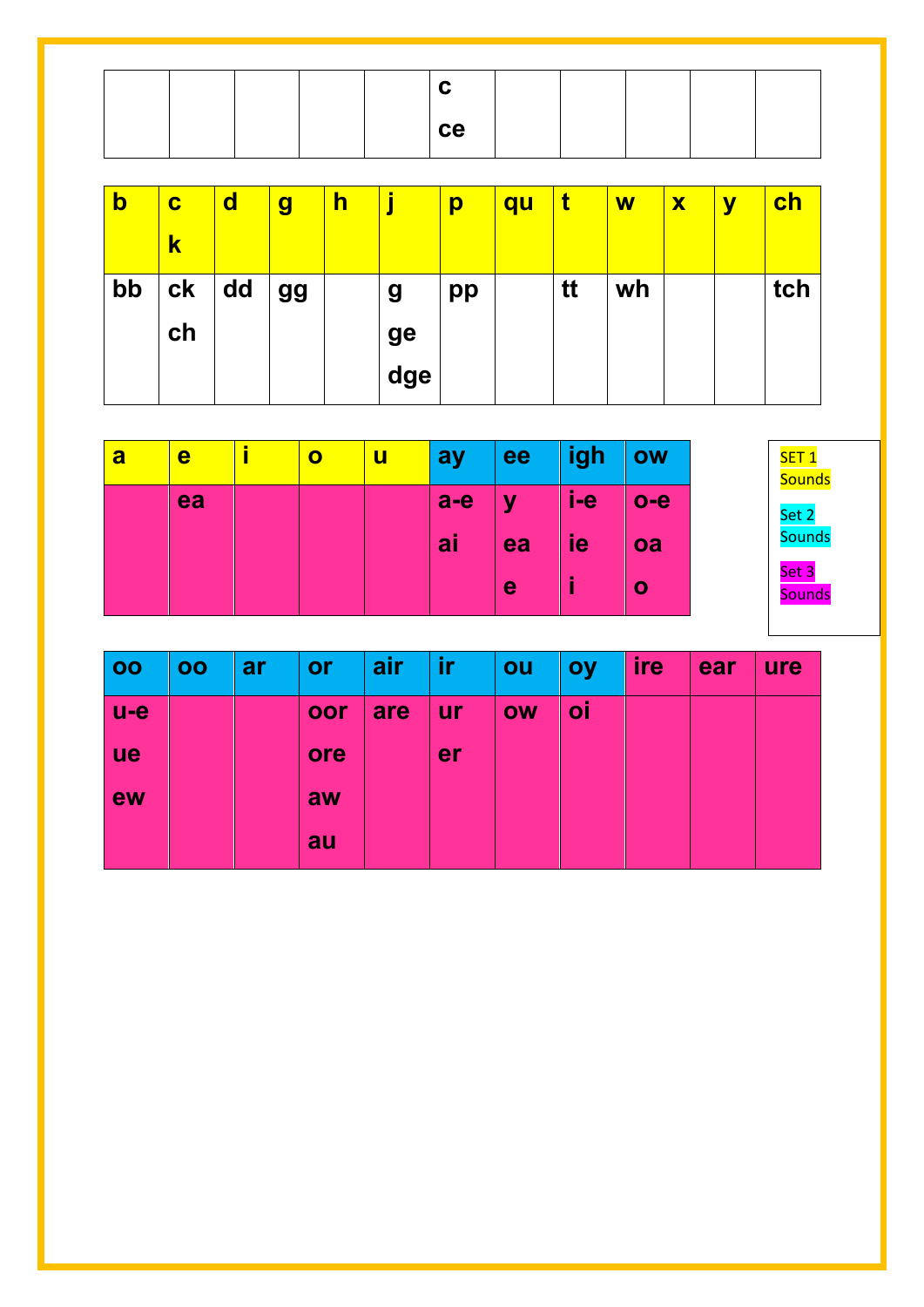| | | | | | | | | | | |
|---|---|---|---|---|---|---|---|---|---|---|
| | | | | | c<br>ce | | | | | |

| b | c<br>k | d | g | h | j | p | qu | t | w | x | y | ch |
|---|---|---|---|---|---|---|---|---|---|---|---|---|
| bb | ck<br>ch | dd | gg | | g<br>ge<br>dge | pp | | tt | wh | | | tch |

| a | e | i | o | u | ay | ee | igh | ow |
|---|---|---|---|---|---|---|---|---|
| | ea | | | | a-e<br>ai | y<br>ea<br>e | i-e<br>ie<br>i | o-e<br>oa<br>o |

SET 1 Sounds

Set 2 Sounds

Set 3 Sounds

| oo | oo | ar | or | air | ir | ou | oy | ire | ear | ure |
|---|---|---|---|---|---|---|---|---|---|---|
| u-e<br>ue<br>ew | | | oor<br>ore<br>aw<br>au | are | ur<br>er | ow | oi | | | |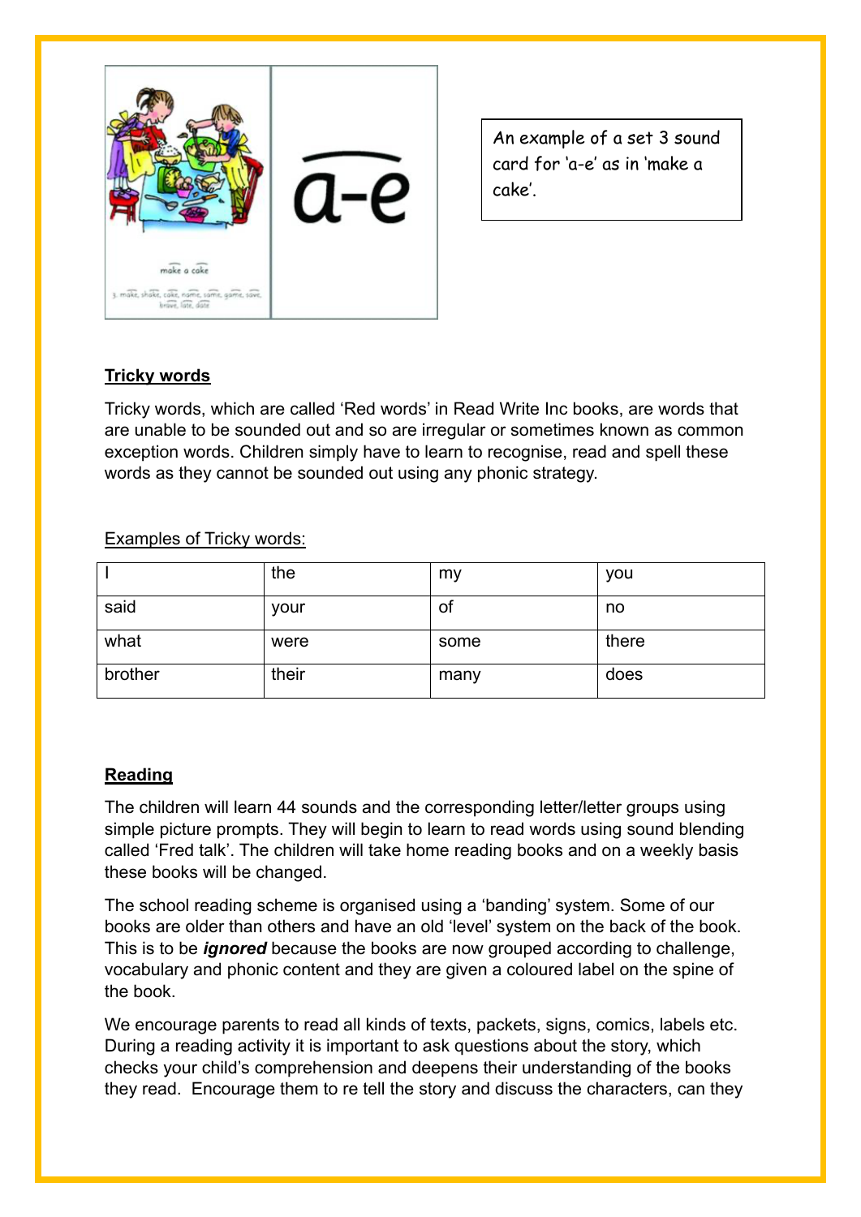An example of a set 3 sound card for 'a-e' as in 'make a cake'.

**Tricky words**

Tricky words, which are called 'Red words' in Read Write Inc books, are words that are unable to be sounded out and so are irregular or sometimes known as common exception words. Children simply have to learn to recognise, read and spell these words as they cannot be sounded out using any phonic strategy.

Examples of Tricky words:

| I | the | my | you |
|---|---|---|---|
| said | your | of | no |
| what | were | some | there |
| brother | their | many | does |

**Reading**

The children will learn 44 sounds and the corresponding letter/letter groups using simple picture prompts. They will begin to learn to read words using sound blending called 'Fred talk'. The children will take home reading books and on a weekly basis these books will be changed.

The school reading scheme is organised using a 'banding' system. Some of our books are older than others and have an old 'level' system on the back of the book. This is to be ***ignored*** because the books are now grouped according to challenge, vocabulary and phonic content and they are given a coloured label on the spine of the book.

We encourage parents to read all kinds of texts, packets, signs, comics, labels etc. During a reading activity it is important to ask questions about the story, which checks your child's comprehension and deepens their understanding of the books they read. Encourage them to re tell the story and discuss the characters, can they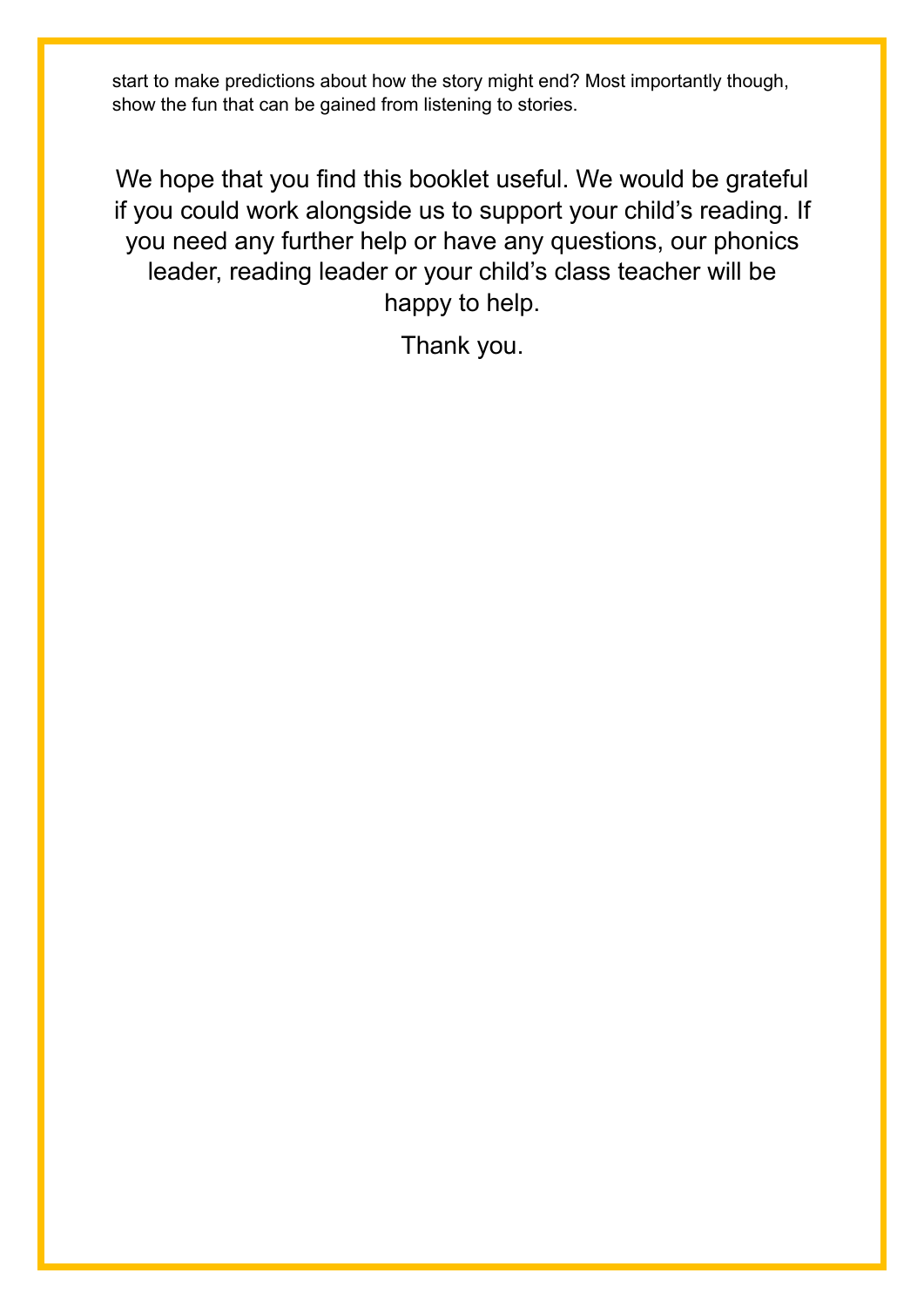start to make predictions about how the story might end? Most importantly though, show the fun that can be gained from listening to stories.

We hope that you find this booklet useful. We would be grateful if you could work alongside us to support your child's reading. If you need any further help or have any questions, our phonics leader, reading leader or your child's class teacher will be happy to help.

Thank you.